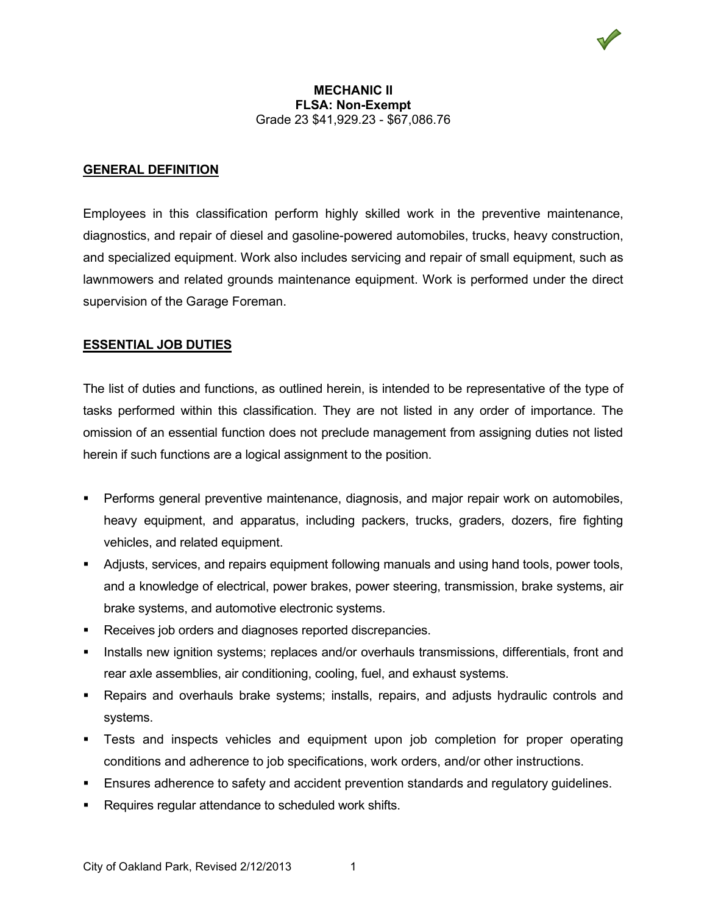**MECHANIC II**
**FLSA: Non-Exempt**
Grade 23 $41,929.23 - $67,086.76

## GENERAL DEFINITION

Employees in this classification perform highly skilled work in the preventive maintenance, diagnostics, and repair of diesel and gasoline-powered automobiles, trucks, heavy construction, and specialized equipment. Work also includes servicing and repair of small equipment, such as lawnmowers and related grounds maintenance equipment. Work is performed under the direct supervision of the Garage Foreman.

## ESSENTIAL JOB DUTIES

The list of duties and functions, as outlined herein, is intended to be representative of the type of tasks performed within this classification. They are not listed in any order of importance. The omission of an essential function does not preclude management from assigning duties not listed herein if such functions are a logical assignment to the position.

- Performs general preventive maintenance, diagnosis, and major repair work on automobiles, heavy equipment, and apparatus, including packers, trucks, graders, dozers, fire fighting vehicles, and related equipment.
- Adjusts, services, and repairs equipment following manuals and using hand tools, power tools, and a knowledge of electrical, power brakes, power steering, transmission, brake systems, air brake systems, and automotive electronic systems.
- Receives job orders and diagnoses reported discrepancies.
- Installs new ignition systems; replaces and/or overhauls transmissions, differentials, front and rear axle assemblies, air conditioning, cooling, fuel, and exhaust systems.
- Repairs and overhauls brake systems; installs, repairs, and adjusts hydraulic controls and systems.
- Tests and inspects vehicles and equipment upon job completion for proper operating conditions and adherence to job specifications, work orders, and/or other instructions.
- Ensures adherence to safety and accident prevention standards and regulatory guidelines.
- Requires regular attendance to scheduled work shifts.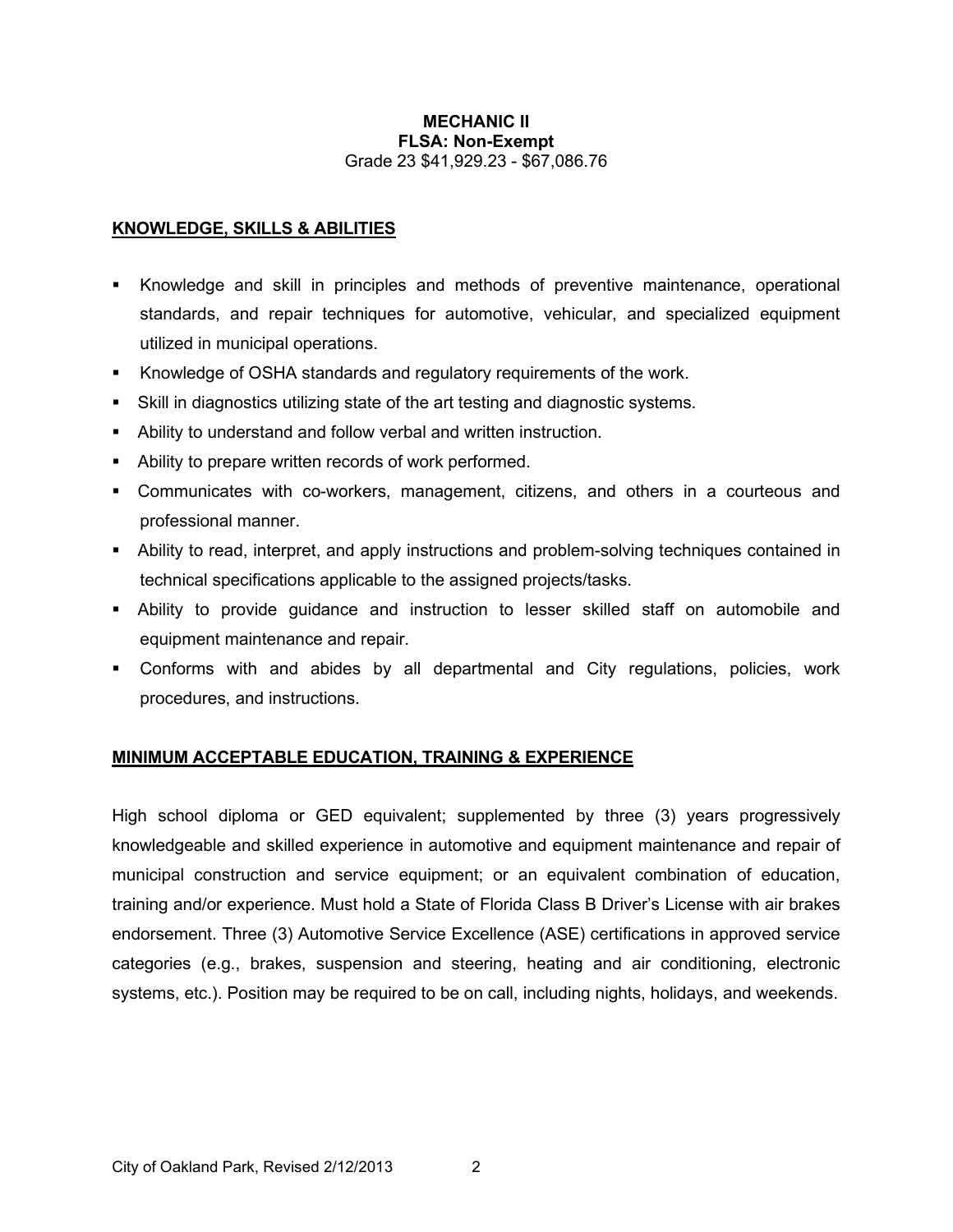**MECHANIC II**
**FLSA: Non-Exempt**
Grade 23 $41,929.23 - $67,086.76

## KNOWLEDGE, SKILLS & ABILITIES

- Knowledge and skill in principles and methods of preventive maintenance, operational standards, and repair techniques for automotive, vehicular, and specialized equipment utilized in municipal operations.
- Knowledge of OSHA standards and regulatory requirements of the work.
- Skill in diagnostics utilizing state of the art testing and diagnostic systems.
- Ability to understand and follow verbal and written instruction.
- Ability to prepare written records of work performed.
- Communicates with co-workers, management, citizens, and others in a courteous and professional manner.
- Ability to read, interpret, and apply instructions and problem-solving techniques contained in technical specifications applicable to the assigned projects/tasks.
- Ability to provide guidance and instruction to lesser skilled staff on automobile and equipment maintenance and repair.
- Conforms with and abides by all departmental and City regulations, policies, work procedures, and instructions.

## MINIMUM ACCEPTABLE EDUCATION, TRAINING & EXPERIENCE

High school diploma or GED equivalent; supplemented by three (3) years progressively knowledgeable and skilled experience in automotive and equipment maintenance and repair of municipal construction and service equipment; or an equivalent combination of education, training and/or experience. Must hold a State of Florida Class B Driver's License with air brakes endorsement. Three (3) Automotive Service Excellence (ASE) certifications in approved service categories (e.g., brakes, suspension and steering, heating and air conditioning, electronic systems, etc.). Position may be required to be on call, including nights, holidays, and weekends.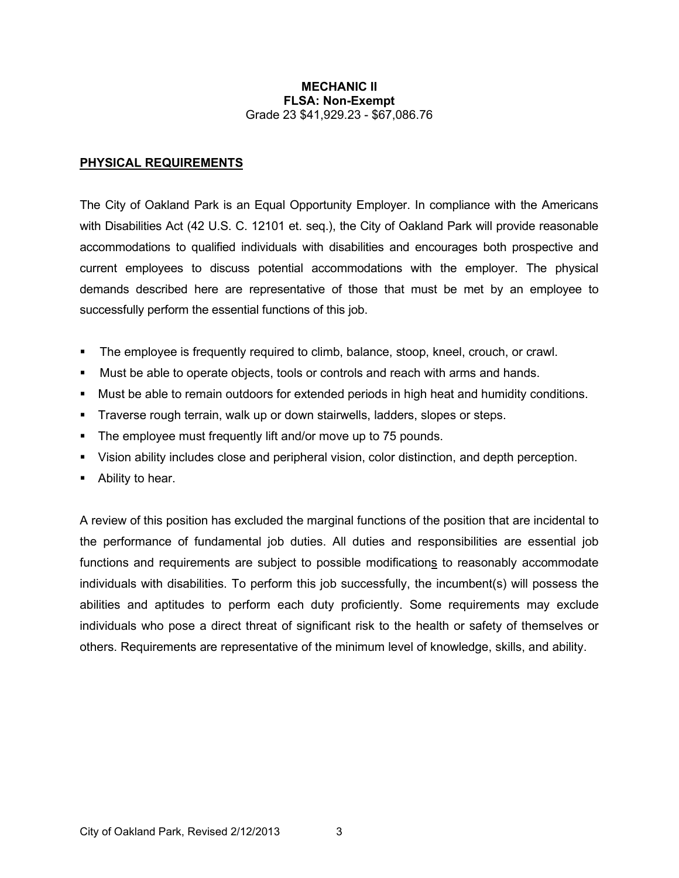**MECHANIC II**
**FLSA: Non-Exempt**
Grade 23 $41,929.23 - $67,086.76

## PHYSICAL REQUIREMENTS

The City of Oakland Park is an Equal Opportunity Employer. In compliance with the Americans with Disabilities Act (42 U.S. C. 12101 et. seq.), the City of Oakland Park will provide reasonable accommodations to qualified individuals with disabilities and encourages both prospective and current employees to discuss potential accommodations with the employer. The physical demands described here are representative of those that must be met by an employee to successfully perform the essential functions of this job.

- The employee is frequently required to climb, balance, stoop, kneel, crouch, or crawl.
- Must be able to operate objects, tools or controls and reach with arms and hands.
- Must be able to remain outdoors for extended periods in high heat and humidity conditions.
- Traverse rough terrain, walk up or down stairwells, ladders, slopes or steps.
- The employee must frequently lift and/or move up to 75 pounds.
- Vision ability includes close and peripheral vision, color distinction, and depth perception.
- Ability to hear.

A review of this position has excluded the marginal functions of the position that are incidental to the performance of fundamental job duties. All duties and responsibilities are essential job functions and requirements are subject to possible modifications to reasonably accommodate individuals with disabilities. To perform this job successfully, the incumbent(s) will possess the abilities and aptitudes to perform each duty proficiently. Some requirements may exclude individuals who pose a direct threat of significant risk to the health or safety of themselves or others. Requirements are representative of the minimum level of knowledge, skills, and ability.

City of Oakland Park, Revised 2/12/2013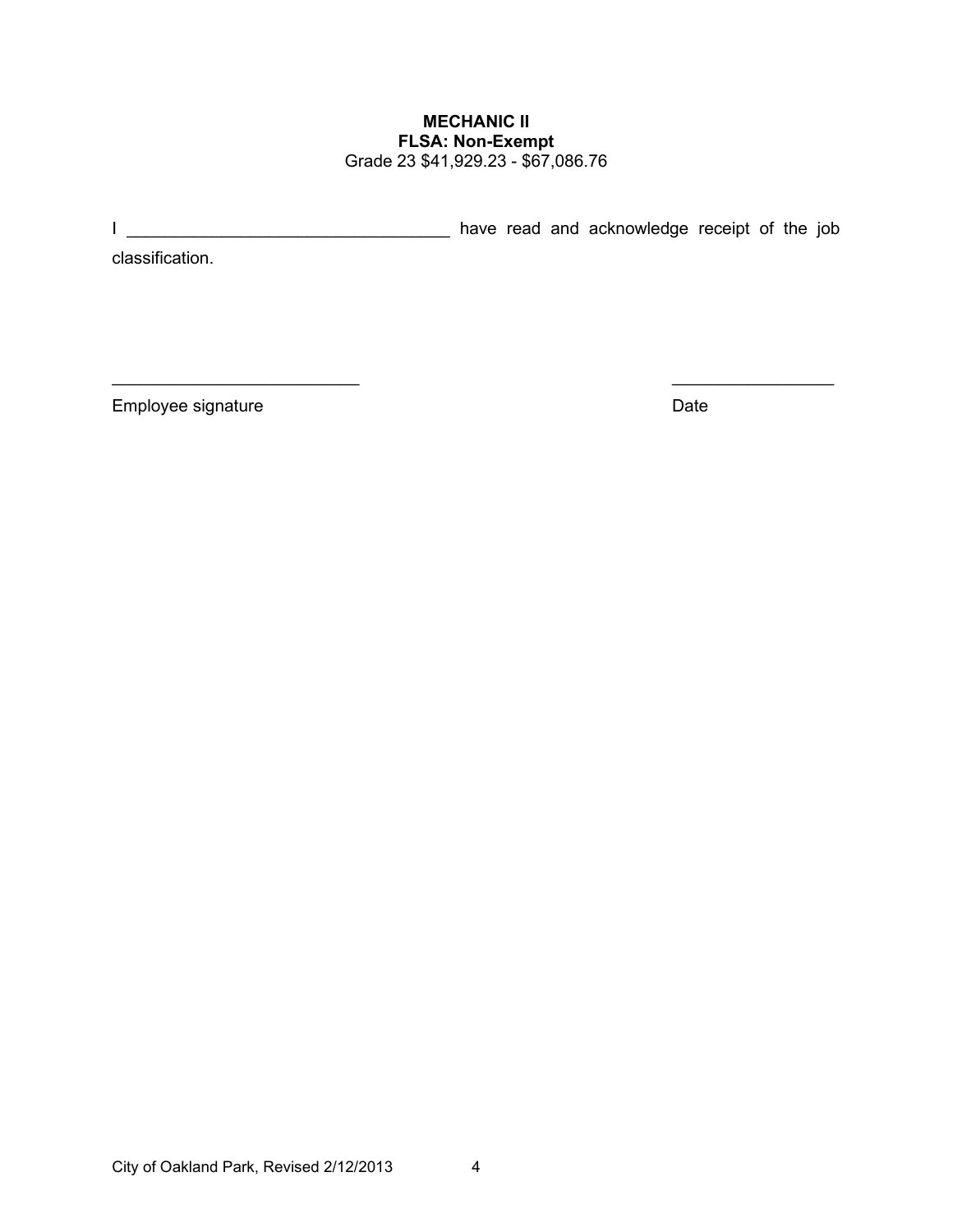**MECHANIC II**
**FLSA: Non-Exempt**
Grade 23 $41,929.23 - $67,086.76

I __________________________________ have read and acknowledge receipt of the job classification.

___________________________ &nbsp;&nbsp;&nbsp;&nbsp;&nbsp;&nbsp;&nbsp;&nbsp;&nbsp;&nbsp;&nbsp;&nbsp;&nbsp;&nbsp;&nbsp;&nbsp;&nbsp;&nbsp;&nbsp;&nbsp; _________________

Employee signature &nbsp;&nbsp;&nbsp;&nbsp;&nbsp;&nbsp;&nbsp;&nbsp;&nbsp;&nbsp;&nbsp;&nbsp;&nbsp;&nbsp;&nbsp;&nbsp;&nbsp;&nbsp;&nbsp;&nbsp;&nbsp;&nbsp;&nbsp;&nbsp;&nbsp;&nbsp;&nbsp;&nbsp;&nbsp;&nbsp;&nbsp;&nbsp;&nbsp;&nbsp;&nbsp;&nbsp;&nbsp;&nbsp;&nbsp;&nbsp; Date

City of Oakland Park, Revised 2/12/2013